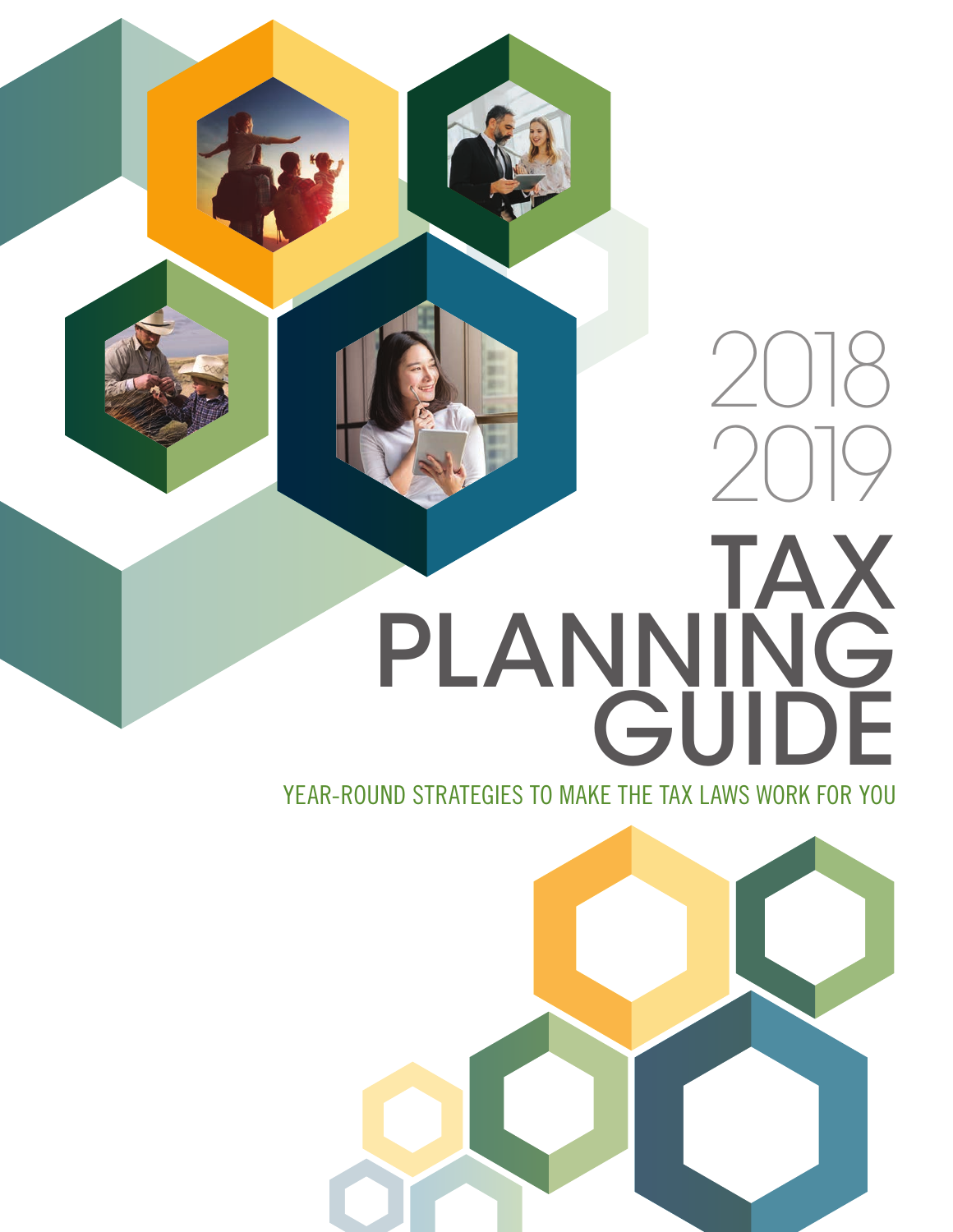# 2018 2019 TAX PLANNING GUIDE

YEAR-ROUND STRATEGIES TO MAKE THE TAX LAWS WORK FOR YOU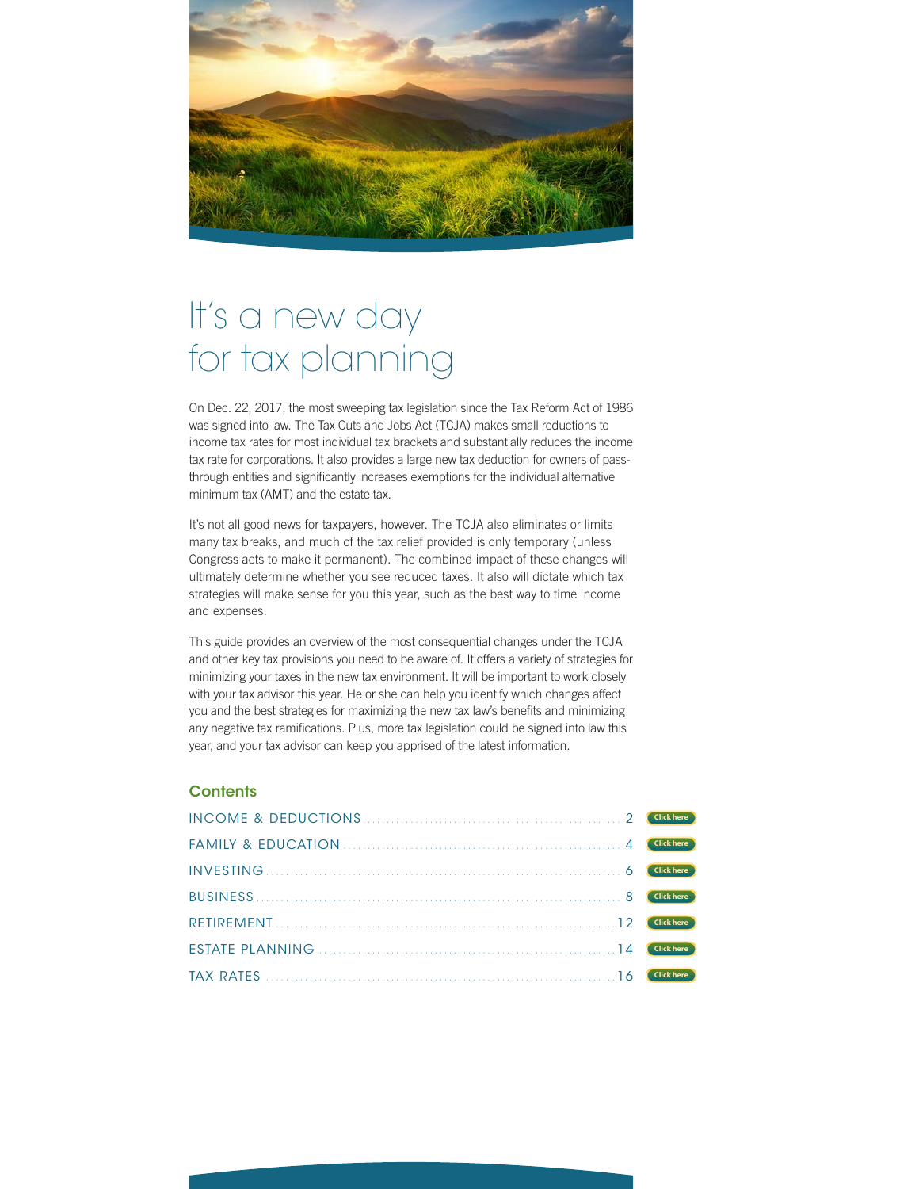# It's a new day for tax planning

On Dec. 22, 2017, the most sweeping tax legislation since the Tax Reform Act of 1986 was signed into law. The Tax Cuts and Jobs Act (TCJA) makes small reductions to income tax rates for most individual tax brackets and substantially reduces the income tax rate for corporations. It also provides a large new tax deduction for owners of pass-through entities and significantly increases exemptions for the individual alternative minimum tax (AMT) and the estate tax.

It's not all good news for taxpayers, however. The TCJA also eliminates or limits many tax breaks, and much of the tax relief provided is only temporary (unless Congress acts to make it permanent). The combined impact of these changes will ultimately determine whether you see reduced taxes. It also will dictate which tax strategies will make sense for you this year, such as the best way to time income and expenses.

This guide provides an overview of the most consequential changes under the TCJA and other key tax provisions you need to be aware of. It offers a variety of strategies for minimizing your taxes in the new tax environment. It will be important to work closely with your tax advisor this year. He or she can help you identify which changes affect you and the best strategies for maximizing the new tax law's benefits and minimizing any negative tax ramifications. Plus, more tax legislation could be signed into law this year, and your tax advisor can keep you apprised of the latest information.

## Contents

| Section | Page | |
|---|---|---|
| INCOME & DEDUCTIONS | 2 | Click here |
| FAMILY & EDUCATION | 4 | Click here |
| INVESTING | 6 | Click here |
| BUSINESS | 8 | Click here |
| RETIREMENT | 12 | Click here |
| ESTATE PLANNING | 14 | Click here |
| TAX RATES | 16 | Click here |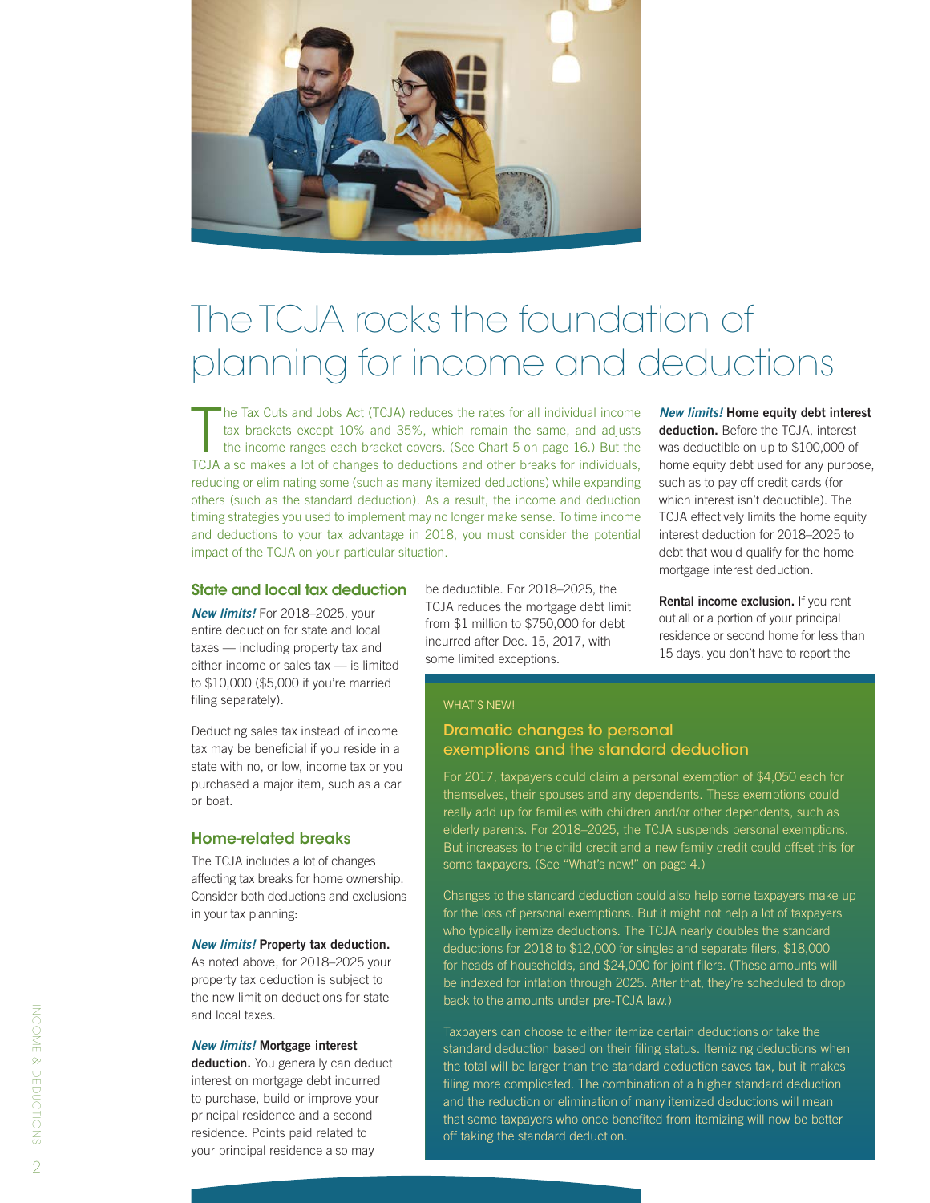# The TCJA rocks the foundation of planning for income and deductions

The Tax Cuts and Jobs Act (TCJA) reduces the rates for all individual income tax brackets except 10% and 35%, which remain the same, and adjusts the income ranges each bracket covers. (See Chart 5 on page 16.) But the TCJA also makes a lot of changes to deductions and other breaks for individuals, reducing or eliminating some (such as many itemized deductions) while expanding others (such as the standard deduction). As a result, the income and deduction timing strategies you used to implement may no longer make sense. To time income and deductions to your tax advantage in 2018, you must consider the potential impact of the TCJA on your particular situation.

## State and local tax deduction

***New limits!*** For 2018–2025, your entire deduction for state and local taxes — including property tax and either income or sales tax — is limited to $10,000 ($5,000 if you're married filing separately).

Deducting sales tax instead of income tax may be beneficial if you reside in a state with no, or low, income tax or you purchased a major item, such as a car or boat.

## Home-related breaks

The TCJA includes a lot of changes affecting tax breaks for home ownership. Consider both deductions and exclusions in your tax planning:

***New limits!*** **Property tax deduction.** As noted above, for 2018–2025 your property tax deduction is subject to the new limit on deductions for state and local taxes.

***New limits!*** **Mortgage interest deduction.** You generally can deduct interest on mortgage debt incurred to purchase, build or improve your principal residence and a second residence. Points paid related to your principal residence also may be deductible. For 2018–2025, the TCJA reduces the mortgage debt limit from $1 million to $750,000 for debt incurred after Dec. 15, 2017, with some limited exceptions.

***New limits!*** **Home equity debt interest deduction.** Before the TCJA, interest was deductible on up to $100,000 of home equity debt used for any purpose, such as to pay off credit cards (for which interest isn't deductible). The TCJA effectively limits the home equity interest deduction for 2018–2025 to debt that would qualify for the home mortgage interest deduction.

**Rental income exclusion.** If you rent out all or a portion of your principal residence or second home for less than 15 days, you don't have to report the

WHAT'S NEW!

### Dramatic changes to personal exemptions and the standard deduction

For 2017, taxpayers could claim a personal exemption of $4,050 each for themselves, their spouses and any dependents. These exemptions could really add up for families with children and/or other dependents, such as elderly parents. For 2018–2025, the TCJA suspends personal exemptions. But increases to the child credit and a new family credit could offset this for some taxpayers. (See "What's new!" on page 4.)

Changes to the standard deduction could also help some taxpayers make up for the loss of personal exemptions. But it might not help a lot of taxpayers who typically itemize deductions. The TCJA nearly doubles the standard deductions for 2018 to $12,000 for singles and separate filers, $18,000 for heads of households, and $24,000 for joint filers. (These amounts will be indexed for inflation through 2025. After that, they're scheduled to drop back to the amounts under pre-TCJA law.)

Taxpayers can choose to either itemize certain deductions or take the standard deduction based on their filing status. Itemizing deductions when the total will be larger than the standard deduction saves tax, but it makes filing more complicated. The combination of a higher standard deduction and the reduction or elimination of many itemized deductions will mean that some taxpayers who once benefited from itemizing will now be better off taking the standard deduction.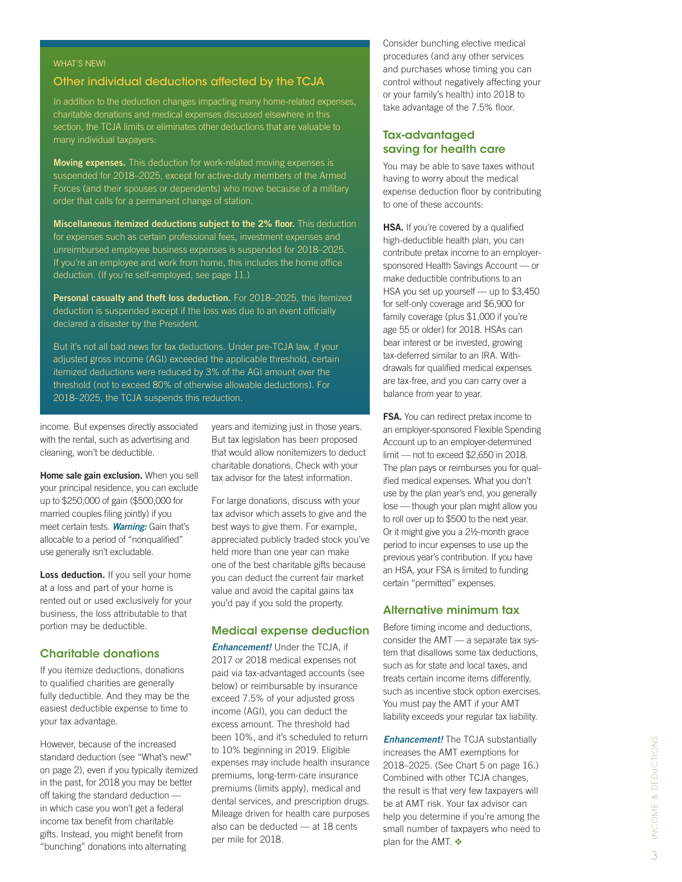WHAT'S NEW!

### Other individual deductions affected by the TCJA

In addition to the deduction changes impacting many home-related expenses, charitable donations and medical expenses discussed elsewhere in this section, the TCJA limits or eliminates other deductions that are valuable to many individual taxpayers:

**Moving expenses.** This deduction for work-related moving expenses is suspended for 2018–2025, except for active-duty members of the Armed Forces (and their spouses or dependents) who move because of a military order that calls for a permanent change of station.

**Miscellaneous itemized deductions subject to the 2% floor.** This deduction for expenses such as certain professional fees, investment expenses and unreimbursed employee business expenses is suspended for 2018–2025. If you're an employee and work from home, this includes the home office deduction. (If you're self-employed, see page 11.)

**Personal casualty and theft loss deduction.** For 2018–2025, this itemized deduction is suspended except if the loss was due to an event officially declared a disaster by the President.

But it's not all bad news for tax deductions. Under pre-TCJA law, if your adjusted gross income (AGI) exceeded the applicable threshold, certain itemized deductions were reduced by 3% of the AGI amount over the threshold (not to exceed 80% of otherwise allowable deductions). For 2018–2025, the TCJA suspends this reduction.

income. But expenses directly associated with the rental, such as advertising and cleaning, won't be deductible.

**Home sale gain exclusion.** When you sell your principal residence, you can exclude up to $250,000 of gain ($500,000 for married couples filing jointly) if you meet certain tests. ***Warning:*** Gain that's allocable to a period of "nonqualified" use generally isn't excludable.

**Loss deduction.** If you sell your home at a loss and part of your home is rented out or used exclusively for your business, the loss attributable to that portion may be deductible.

## Charitable donations

If you itemize deductions, donations to qualified charities are generally fully deductible. And they may be the easiest deductible expense to time to your tax advantage.

However, because of the increased standard deduction (see "What's new!" on page 2), even if you typically itemized in the past, for 2018 you may be better off taking the standard deduction — in which case you won't get a federal income tax benefit from charitable gifts. Instead, you might benefit from "bunching" donations into alternating years and itemizing just in those years. But tax legislation has been proposed that would allow nonitemizers to deduct charitable donations. Check with your tax advisor for the latest information.

For large donations, discuss with your tax advisor which assets to give and the best ways to give them. For example, appreciated publicly traded stock you've held more than one year can make one of the best charitable gifts because you can deduct the current fair market value and avoid the capital gains tax you'd pay if you sold the property.

## Medical expense deduction

***Enhancement!*** Under the TCJA, if 2017 or 2018 medical expenses not paid via tax-advantaged accounts (see below) or reimbursable by insurance exceed 7.5% of your adjusted gross income (AGI), you can deduct the excess amount. The threshold had been 10%, and it's scheduled to return to 10% beginning in 2019. Eligible expenses may include health insurance premiums, long-term-care insurance premiums (limits apply), medical and dental services, and prescription drugs. Mileage driven for health care purposes also can be deducted — at 18 cents per mile for 2018.

Consider bunching elective medical procedures (and any other services and purchases whose timing you can control without negatively affecting your or your family's health) into 2018 to take advantage of the 7.5% floor.

## Tax-advantaged saving for health care

You may be able to save taxes without having to worry about the medical expense deduction floor by contributing to one of these accounts:

**HSA.** If you're covered by a qualified high-deductible health plan, you can contribute pretax income to an employer-sponsored Health Savings Account — or make deductible contributions to an HSA you set up yourself — up to $3,450 for self-only coverage and $6,900 for family coverage (plus $1,000 if you're age 55 or older) for 2018. HSAs can bear interest or be invested, growing tax-deferred similar to an IRA. Withdrawals for qualified medical expenses are tax-free, and you can carry over a balance from year to year.

**FSA.** You can redirect pretax income to an employer-sponsored Flexible Spending Account up to an employer-determined limit — not to exceed $2,650 in 2018. The plan pays or reimburses you for qualified medical expenses. What you don't use by the plan year's end, you generally lose — though your plan might allow you to roll over up to $500 to the next year. Or it might give you a 2½-month grace period to incur expenses to use up the previous year's contribution. If you have an HSA, your FSA is limited to funding certain "permitted" expenses.

## Alternative minimum tax

Before timing income and deductions, consider the AMT — a separate tax system that disallows some tax deductions, such as for state and local taxes, and treats certain income items differently, such as incentive stock option exercises. You must pay the AMT if your AMT liability exceeds your regular tax liability.

***Enhancement!*** The TCJA substantially increases the AMT exemptions for 2018–2025. (See Chart 5 on page 16.) Combined with other TCJA changes, the result is that very few taxpayers will be at AMT risk. Your tax advisor can help you determine if you're among the small number of taxpayers who need to plan for the AMT. ❖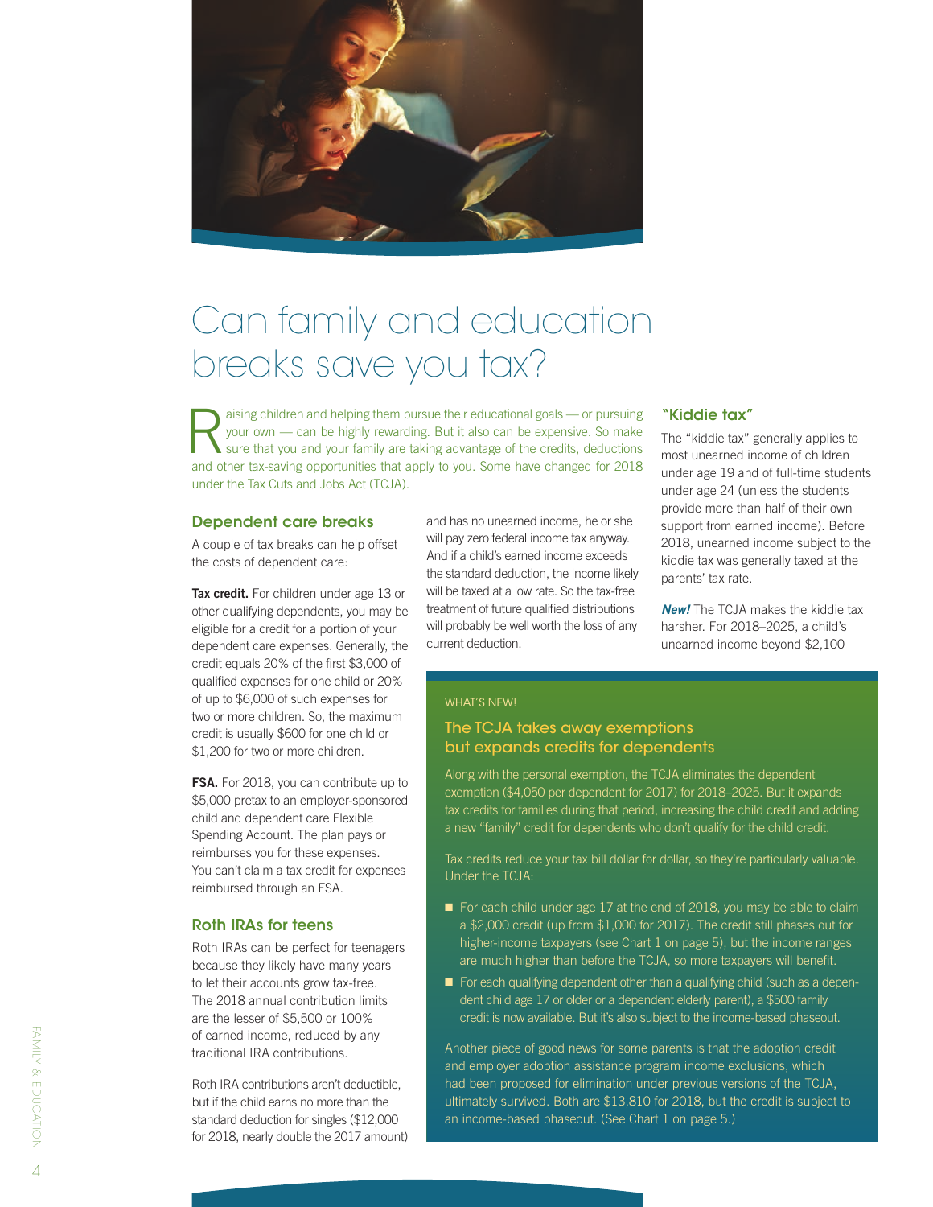# Can family and education breaks save you tax?

Raising children and helping them pursue their educational goals — or pursuing your own — can be highly rewarding. But it also can be expensive. So make sure that you and your family are taking advantage of the credits, deductions and other tax-saving opportunities that apply to you. Some have changed for 2018 under the Tax Cuts and Jobs Act (TCJA).

## Dependent care breaks

A couple of tax breaks can help offset the costs of dependent care:

**Tax credit.** For children under age 13 or other qualifying dependents, you may be eligible for a credit for a portion of your dependent care expenses. Generally, the credit equals 20% of the first $3,000 of qualified expenses for one child or 20% of up to $6,000 of such expenses for two or more children. So, the maximum credit is usually $600 for one child or $1,200 for two or more children.

**FSA.** For 2018, you can contribute up to $5,000 pretax to an employer-sponsored child and dependent care Flexible Spending Account. The plan pays or reimburses you for these expenses. You can't claim a tax credit for expenses reimbursed through an FSA.

## Roth IRAs for teens

Roth IRAs can be perfect for teenagers because they likely have many years to let their accounts grow tax-free. The 2018 annual contribution limits are the lesser of $5,500 or 100% of earned income, reduced by any traditional IRA contributions.

Roth IRA contributions aren't deductible, but if the child earns no more than the standard deduction for singles ($12,000 for 2018, nearly double the 2017 amount) and has no unearned income, he or she will pay zero federal income tax anyway. And if a child's earned income exceeds the standard deduction, the income likely will be taxed at a low rate. So the tax-free treatment of future qualified distributions will probably be well worth the loss of any current deduction.

## "Kiddie tax"

The "kiddie tax" generally applies to most unearned income of children under age 19 and of full-time students under age 24 (unless the students provide more than half of their own support from earned income). Before 2018, unearned income subject to the kiddie tax was generally taxed at the parents' tax rate.

***New!*** The TCJA makes the kiddie tax harsher. For 2018–2025, a child's unearned income beyond $2,100

WHAT'S NEW!

### The TCJA takes away exemptions but expands credits for dependents

Along with the personal exemption, the TCJA eliminates the dependent exemption ($4,050 per dependent for 2017) for 2018–2025. But it expands tax credits for families during that period, increasing the child credit and adding a new "family" credit for dependents who don't qualify for the child credit.

Tax credits reduce your tax bill dollar for dollar, so they're particularly valuable. Under the TCJA:

- For each child under age 17 at the end of 2018, you may be able to claim a $2,000 credit (up from $1,000 for 2017). The credit still phases out for higher-income taxpayers (see Chart 1 on page 5), but the income ranges are much higher than before the TCJA, so more taxpayers will benefit.
- For each qualifying dependent other than a qualifying child (such as a dependent child age 17 or older or a dependent elderly parent), a $500 family credit is now available. But it's also subject to the income-based phaseout.

Another piece of good news for some parents is that the adoption credit and employer adoption assistance program income exclusions, which had been proposed for elimination under previous versions of the TCJA, ultimately survived. Both are $13,810 for 2018, but the credit is subject to an income-based phaseout. (See Chart 1 on page 5.)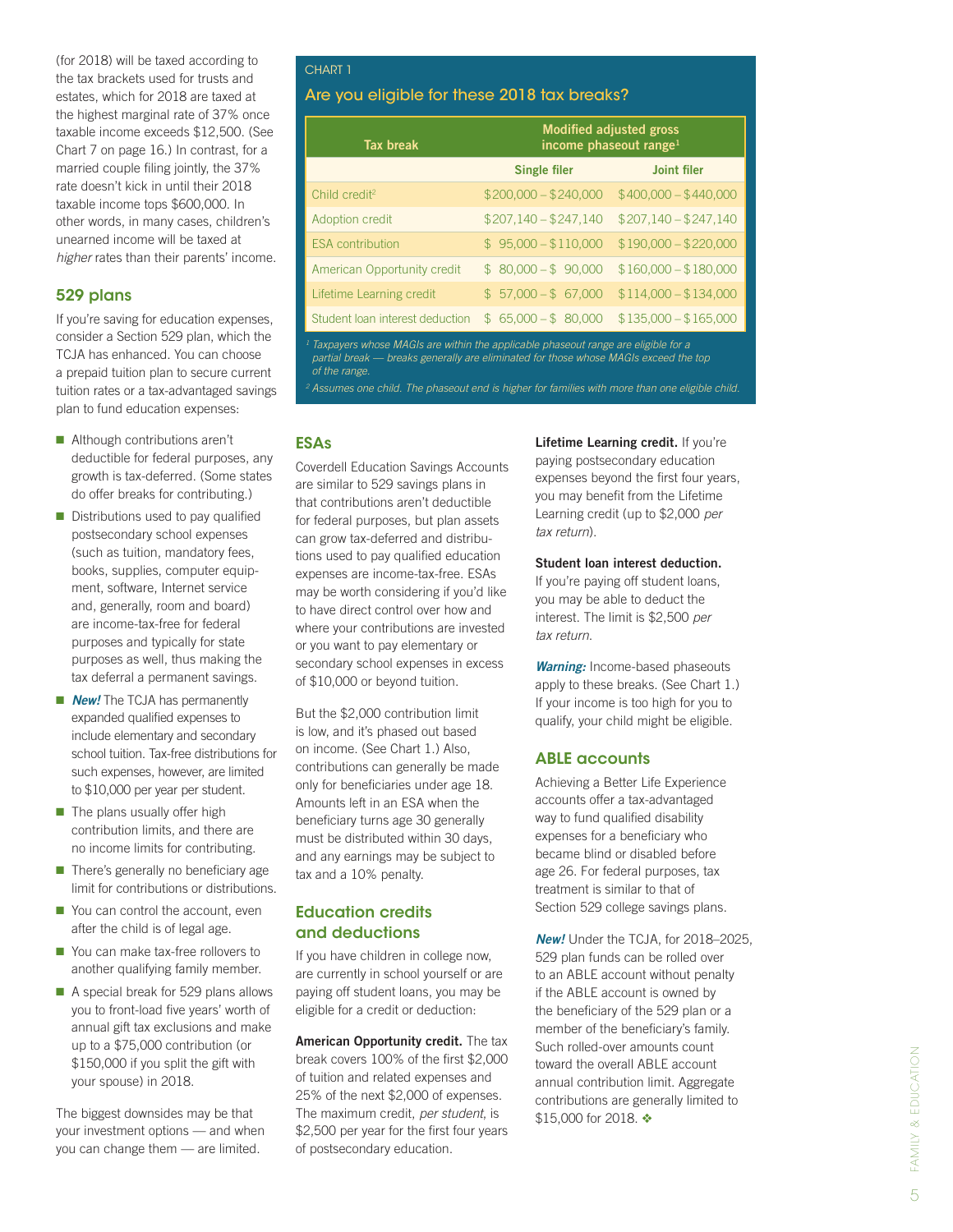(for 2018) will be taxed according to the tax brackets used for trusts and estates, which for 2018 are taxed at the highest marginal rate of 37% once taxable income exceeds $12,500. (See Chart 7 on page 16.) In contrast, for a married couple filing jointly, the 37% rate doesn't kick in until their 2018 taxable income tops $600,000. In other words, in many cases, children's unearned income will be taxed at *higher* rates than their parents' income.

## 529 plans

If you're saving for education expenses, consider a Section 529 plan, which the TCJA has enhanced. You can choose a prepaid tuition plan to secure current tuition rates or a tax-advantaged savings plan to fund education expenses:

- Although contributions aren't deductible for federal purposes, any growth is tax-deferred. (Some states do offer breaks for contributing.)
- Distributions used to pay qualified postsecondary school expenses (such as tuition, mandatory fees, books, supplies, computer equipment, software, Internet service and, generally, room and board) are income-tax-free for federal purposes and typically for state purposes as well, thus making the tax deferral a permanent savings.
- ***New!*** The TCJA has permanently expanded qualified expenses to include elementary and secondary school tuition. Tax-free distributions for such expenses, however, are limited to $10,000 per year per student.
- The plans usually offer high contribution limits, and there are no income limits for contributing.
- There's generally no beneficiary age limit for contributions or distributions.
- You can control the account, even after the child is of legal age.
- You can make tax-free rollovers to another qualifying family member.
- A special break for 529 plans allows you to front-load five years' worth of annual gift tax exclusions and make up to a $75,000 contribution (or $150,000 if you split the gift with your spouse) in 2018.

The biggest downsides may be that your investment options — and when you can change them — are limited.

CHART 1

### Are you eligible for these 2018 tax breaks?

| Tax break | Modified adjusted gross income phaseout range[1] | |
|---|---|---|
| | **Single filer** | **Joint filer** |
| Child credit[2] | $200,000 – $240,000 | $400,000 – $440,000 |
| Adoption credit | $207,140 – $247,140 | $207,140 – $247,140 |
| ESA contribution | $ 95,000 – $110,000 | $190,000 – $220,000 |
| American Opportunity credit | $ 80,000 – $ 90,000 | $160,000 – $180,000 |
| Lifetime Learning credit | $ 57,000 – $ 67,000 | $114,000 – $134,000 |
| Student loan interest deduction | $ 65,000 – $ 80,000 | $135,000 – $165,000 |

*[1] Taxpayers whose MAGIs are within the applicable phaseout range are eligible for a partial break — breaks generally are eliminated for those whose MAGIs exceed the top of the range.*

*[2] Assumes one child. The phaseout end is higher for families with more than one eligible child.*

## ESAs

Coverdell Education Savings Accounts are similar to 529 savings plans in that contributions aren't deductible for federal purposes, but plan assets can grow tax-deferred and distributions used to pay qualified education expenses are income-tax-free. ESAs may be worth considering if you'd like to have direct control over how and where your contributions are invested or you want to pay elementary or secondary school expenses in excess of $10,000 or beyond tuition.

But the $2,000 contribution limit is low, and it's phased out based on income. (See Chart 1.) Also, contributions can generally be made only for beneficiaries under age 18. Amounts left in an ESA when the beneficiary turns age 30 generally must be distributed within 30 days, and any earnings may be subject to tax and a 10% penalty.

## Education credits and deductions

If you have children in college now, are currently in school yourself or are paying off student loans, you may be eligible for a credit or deduction:

**American Opportunity credit.** The tax break covers 100% of the first $2,000 of tuition and related expenses and 25% of the next $2,000 of expenses. The maximum credit, *per student*, is $2,500 per year for the first four years of postsecondary education.

**Lifetime Learning credit.** If you're paying postsecondary education expenses beyond the first four years, you may benefit from the Lifetime Learning credit (up to $2,000 *per tax return*).

**Student loan interest deduction.** If you're paying off student loans, you may be able to deduct the interest. The limit is $2,500 *per tax return*.

***Warning:*** Income-based phaseouts apply to these breaks. (See Chart 1.) If your income is too high for you to qualify, your child might be eligible.

## ABLE accounts

Achieving a Better Life Experience accounts offer a tax-advantaged way to fund qualified disability expenses for a beneficiary who became blind or disabled before age 26. For federal purposes, tax treatment is similar to that of Section 529 college savings plans.

***New!*** Under the TCJA, for 2018–2025, 529 plan funds can be rolled over to an ABLE account without penalty if the ABLE account is owned by the beneficiary of the 529 plan or a member of the beneficiary's family. Such rolled-over amounts count toward the overall ABLE account annual contribution limit. Aggregate contributions are generally limited to $15,000 for 2018. ❖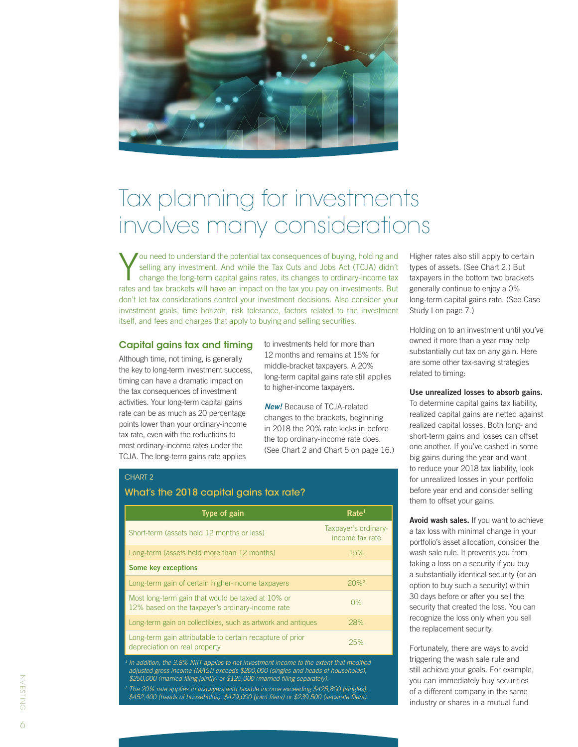# Tax planning for investments involves many considerations

You need to understand the potential tax consequences of buying, holding and selling any investment. And while the Tax Cuts and Jobs Act (TCJA) didn't change the long-term capital gains rates, its changes to ordinary-income tax rates and tax brackets will have an impact on the tax you pay on investments. But don't let tax considerations control your investment decisions. Also consider your investment goals, time horizon, risk tolerance, factors related to the investment itself, and fees and charges that apply to buying and selling securities.

## Capital gains tax and timing

Although time, not timing, is generally the key to long-term investment success, timing can have a dramatic impact on the tax consequences of investment activities. Your long-term capital gains rate can be as much as 20 percentage points lower than your ordinary-income tax rate, even with the reductions to most ordinary-income rates under the TCJA. The long-term gains rate applies to investments held for more than 12 months and remains at 15% for middle-bracket taxpayers. A 20% long-term capital gains rate still applies to higher-income taxpayers.

***New!*** Because of TCJA-related changes to the brackets, beginning in 2018 the 20% rate kicks in before the top ordinary-income rate does. (See Chart 2 and Chart 5 on page 16.)

CHART 2

### What's the 2018 capital gains tax rate?

| Type of gain | Rate[1] |
|---|---|
| Short-term (assets held 12 months or less) | Taxpayer's ordinary-income tax rate |
| Long-term (assets held more than 12 months) | 15% |
| **Some key exceptions** | |
| Long-term gain of certain higher-income taxpayers | 20%[2] |
| Most long-term gain that would be taxed at 10% or 12% based on the taxpayer's ordinary-income rate | 0% |
| Long-term gain on collectibles, such as artwork and antiques | 28% |
| Long-term gain attributable to certain recapture of prior depreciation on real property | 25% |

*[1] In addition, the 3.8% NIIT applies to net investment income to the extent that modified adjusted gross income (MAGI) exceeds $200,000 (singles and heads of households), $250,000 (married filing jointly) or $125,000 (married filing separately).*

*[2] The 20% rate applies to taxpayers with taxable income exceeding $425,800 (singles), $452,400 (heads of households), $479,000 (joint filers) or $239,500 (separate filers).*

Higher rates also still apply to certain types of assets. (See Chart 2.) But taxpayers in the bottom two brackets generally continue to enjoy a 0% long-term capital gains rate. (See Case Study I on page 7.)

Holding on to an investment until you've owned it more than a year may help substantially cut tax on any gain. Here are some other tax-saving strategies related to timing:

**Use unrealized losses to absorb gains.** To determine capital gains tax liability, realized capital gains are netted against realized capital losses. Both long- and short-term gains and losses can offset one another. If you've cashed in some big gains during the year and want to reduce your 2018 tax liability, look for unrealized losses in your portfolio before year end and consider selling them to offset your gains.

**Avoid wash sales.** If you want to achieve a tax loss with minimal change in your portfolio's asset allocation, consider the wash sale rule. It prevents you from taking a loss on a security if you buy a substantially identical security (or an option to buy such a security) within 30 days before or after you sell the security that created the loss. You can recognize the loss only when you sell the replacement security.

Fortunately, there are ways to avoid triggering the wash sale rule and still achieve your goals. For example, you can immediately buy securities of a different company in the same industry or shares in a mutual fund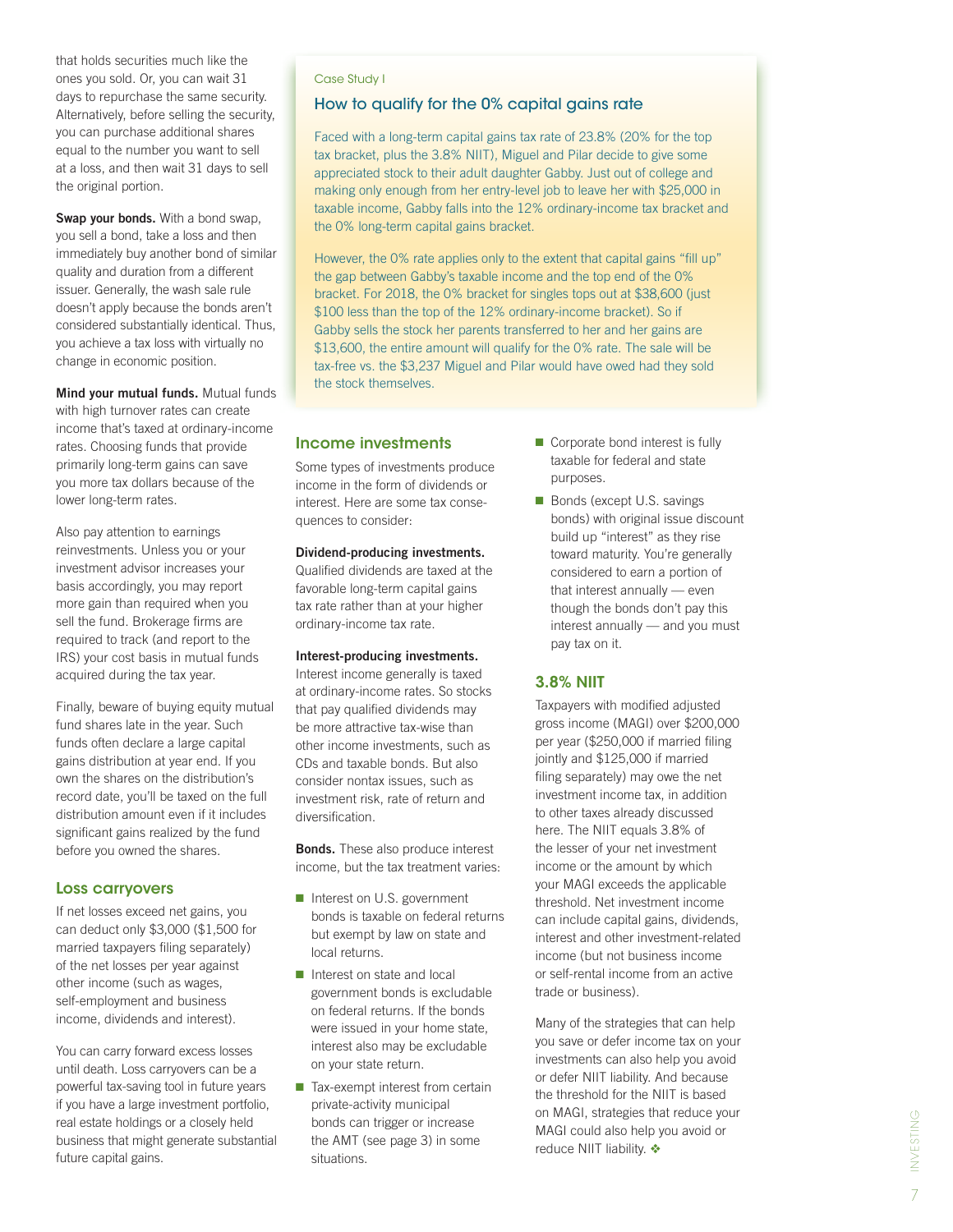that holds securities much like the ones you sold. Or, you can wait 31 days to repurchase the same security. Alternatively, before selling the security, you can purchase additional shares equal to the number you want to sell at a loss, and then wait 31 days to sell the original portion.

**Swap your bonds.** With a bond swap, you sell a bond, take a loss and then immediately buy another bond of similar quality and duration from a different issuer. Generally, the wash sale rule doesn't apply because the bonds aren't considered substantially identical. Thus, you achieve a tax loss with virtually no change in economic position.

**Mind your mutual funds.** Mutual funds with high turnover rates can create income that's taxed at ordinary-income rates. Choosing funds that provide primarily long-term gains can save you more tax dollars because of the lower long-term rates.

Also pay attention to earnings reinvestments. Unless you or your investment advisor increases your basis accordingly, you may report more gain than required when you sell the fund. Brokerage firms are required to track (and report to the IRS) your cost basis in mutual funds acquired during the tax year.

Finally, beware of buying equity mutual fund shares late in the year. Such funds often declare a large capital gains distribution at year end. If you own the shares on the distribution's record date, you'll be taxed on the full distribution amount even if it includes significant gains realized by the fund before you owned the shares.

## Loss carryovers

If net losses exceed net gains, you can deduct only $3,000 ($1,500 for married taxpayers filing separately) of the net losses per year against other income (such as wages, self-employment and business income, dividends and interest).

You can carry forward excess losses until death. Loss carryovers can be a powerful tax-saving tool in future years if you have a large investment portfolio, real estate holdings or a closely held business that might generate substantial future capital gains.

Case Study I

### How to qualify for the 0% capital gains rate

Faced with a long-term capital gains tax rate of 23.8% (20% for the top tax bracket, plus the 3.8% NIIT), Miguel and Pilar decide to give some appreciated stock to their adult daughter Gabby. Just out of college and making only enough from her entry-level job to leave her with $25,000 in taxable income, Gabby falls into the 12% ordinary-income tax bracket and the 0% long-term capital gains bracket.

However, the 0% rate applies only to the extent that capital gains "fill up" the gap between Gabby's taxable income and the top end of the 0% bracket. For 2018, the 0% bracket for singles tops out at $38,600 (just $100 less than the top of the 12% ordinary-income bracket). So if Gabby sells the stock her parents transferred to her and her gains are $13,600, the entire amount will qualify for the 0% rate. The sale will be tax-free vs. the $3,237 Miguel and Pilar would have owed had they sold the stock themselves.

## Income investments

Some types of investments produce income in the form of dividends or interest. Here are some tax consequences to consider:

**Dividend-producing investments.** Qualified dividends are taxed at the favorable long-term capital gains tax rate rather than at your higher ordinary-income tax rate.

**Interest-producing investments.** Interest income generally is taxed at ordinary-income rates. So stocks that pay qualified dividends may be more attractive tax-wise than other income investments, such as CDs and taxable bonds. But also consider nontax issues, such as investment risk, rate of return and diversification.

**Bonds.** These also produce interest income, but the tax treatment varies:

- Interest on U.S. government bonds is taxable on federal returns but exempt by law on state and local returns.
- Interest on state and local government bonds is excludable on federal returns. If the bonds were issued in your home state, interest also may be excludable on your state return.
- Tax-exempt interest from certain private-activity municipal bonds can trigger or increase the AMT (see page 3) in some situations.
- Corporate bond interest is fully taxable for federal and state purposes.
- Bonds (except U.S. savings bonds) with original issue discount build up "interest" as they rise toward maturity. You're generally considered to earn a portion of that interest annually — even though the bonds don't pay this interest annually — and you must pay tax on it.

## 3.8% NIIT

Taxpayers with modified adjusted gross income (MAGI) over $200,000 per year ($250,000 if married filing jointly and $125,000 if married filing separately) may owe the net investment income tax, in addition to other taxes already discussed here. The NIIT equals 3.8% of the lesser of your net investment income or the amount by which your MAGI exceeds the applicable threshold. Net investment income can include capital gains, dividends, interest and other investment-related income (but not business income or self-rental income from an active trade or business).

Many of the strategies that can help you save or defer income tax on your investments can also help you avoid or defer NIIT liability. And because the threshold for the NIIT is based on MAGI, strategies that reduce your MAGI could also help you avoid or reduce NIIT liability. ❖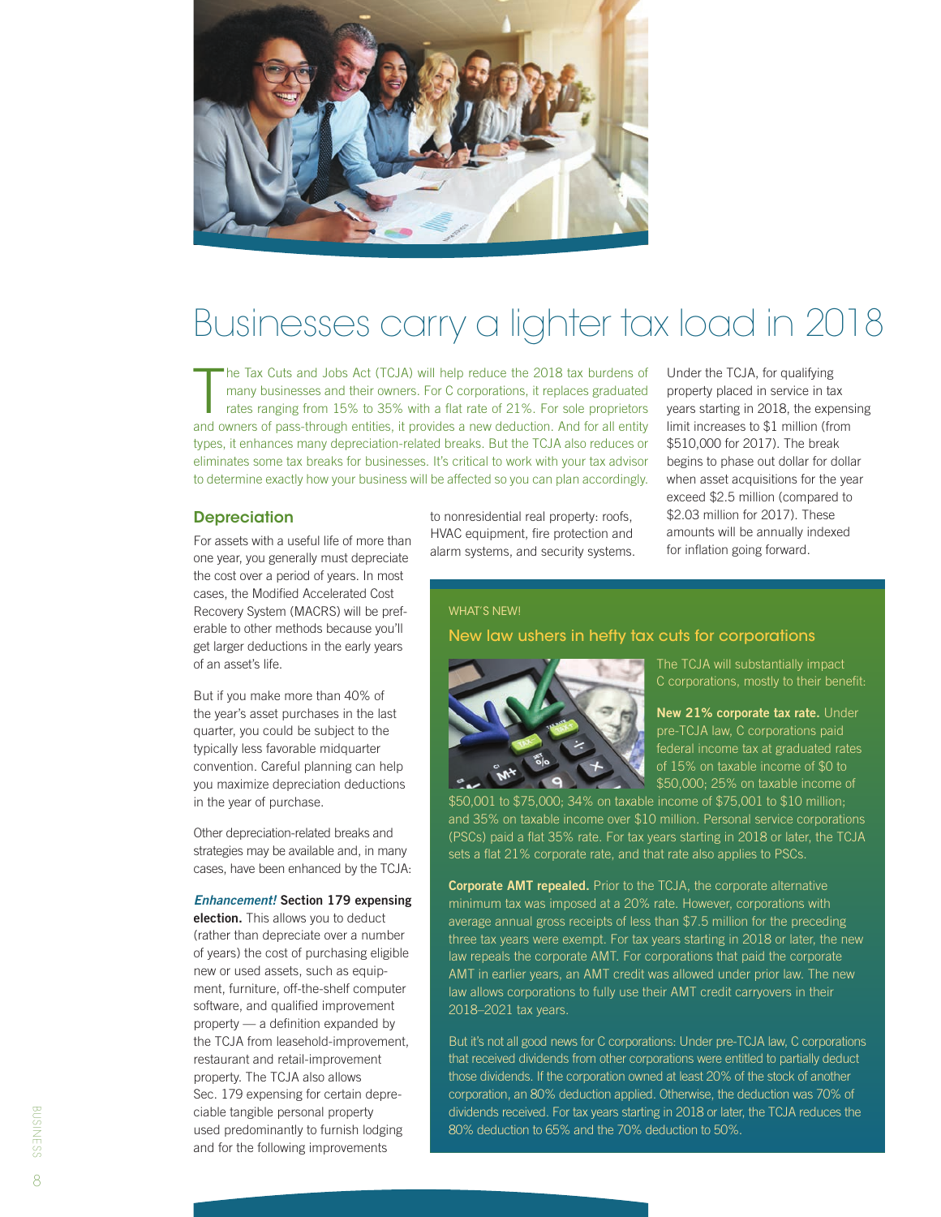# Businesses carry a lighter tax load in 2018

The Tax Cuts and Jobs Act (TCJA) will help reduce the 2018 tax burdens of many businesses and their owners. For C corporations, it replaces graduated rates ranging from 15% to 35% with a flat rate of 21%. For sole proprietors and owners of pass-through entities, it provides a new deduction. And for all entity types, it enhances many depreciation-related breaks. But the TCJA also reduces or eliminates some tax breaks for businesses. It's critical to work with your tax advisor to determine exactly how your business will be affected so you can plan accordingly.

## Depreciation

For assets with a useful life of more than one year, you generally must depreciate the cost over a period of years. In most cases, the Modified Accelerated Cost Recovery System (MACRS) will be preferable to other methods because you'll get larger deductions in the early years of an asset's life.

But if you make more than 40% of the year's asset purchases in the last quarter, you could be subject to the typically less favorable midquarter convention. Careful planning can help you maximize depreciation deductions in the year of purchase.

Other depreciation-related breaks and strategies may be available and, in many cases, have been enhanced by the TCJA:

***Enhancement!*** **Section 179 expensing election.** This allows you to deduct (rather than depreciate over a number of years) the cost of purchasing eligible new or used assets, such as equipment, furniture, off-the-shelf computer software, and qualified improvement property — a definition expanded by the TCJA from leasehold-improvement, restaurant and retail-improvement property. The TCJA also allows Sec. 179 expensing for certain depreciable tangible personal property used predominantly to furnish lodging and for the following improvements to nonresidential real property: roofs, HVAC equipment, fire protection and alarm systems, and security systems.

Under the TCJA, for qualifying property placed in service in tax years starting in 2018, the expensing limit increases to $1 million (from $510,000 for 2017). The break begins to phase out dollar for dollar when asset acquisitions for the year exceed $2.5 million (compared to $2.03 million for 2017). These amounts will be annually indexed for inflation going forward.

WHAT'S NEW!

### New law ushers in hefty tax cuts for corporations

The TCJA will substantially impact C corporations, mostly to their benefit:

**New 21% corporate tax rate.** Under pre-TCJA law, C corporations paid federal income tax at graduated rates of 15% on taxable income of $0 to $50,000; 25% on taxable income of $50,001 to $75,000; 34% on taxable income of $75,001 to $10 million; and 35% on taxable income over $10 million. Personal service corporations (PSCs) paid a flat 35% rate. For tax years starting in 2018 or later, the TCJA sets a flat 21% corporate rate, and that rate also applies to PSCs.

**Corporate AMT repealed.** Prior to the TCJA, the corporate alternative minimum tax was imposed at a 20% rate. However, corporations with average annual gross receipts of less than $7.5 million for the preceding three tax years were exempt. For tax years starting in 2018 or later, the new law repeals the corporate AMT. For corporations that paid the corporate AMT in earlier years, an AMT credit was allowed under prior law. The new law allows corporations to fully use their AMT credit carryovers in their 2018–2021 tax years.

But it's not all good news for C corporations: Under pre-TCJA law, C corporations that received dividends from other corporations were entitled to partially deduct those dividends. If the corporation owned at least 20% of the stock of another corporation, an 80% deduction applied. Otherwise, the deduction was 70% of dividends received. For tax years starting in 2018 or later, the TCJA reduces the 80% deduction to 65% and the 70% deduction to 50%.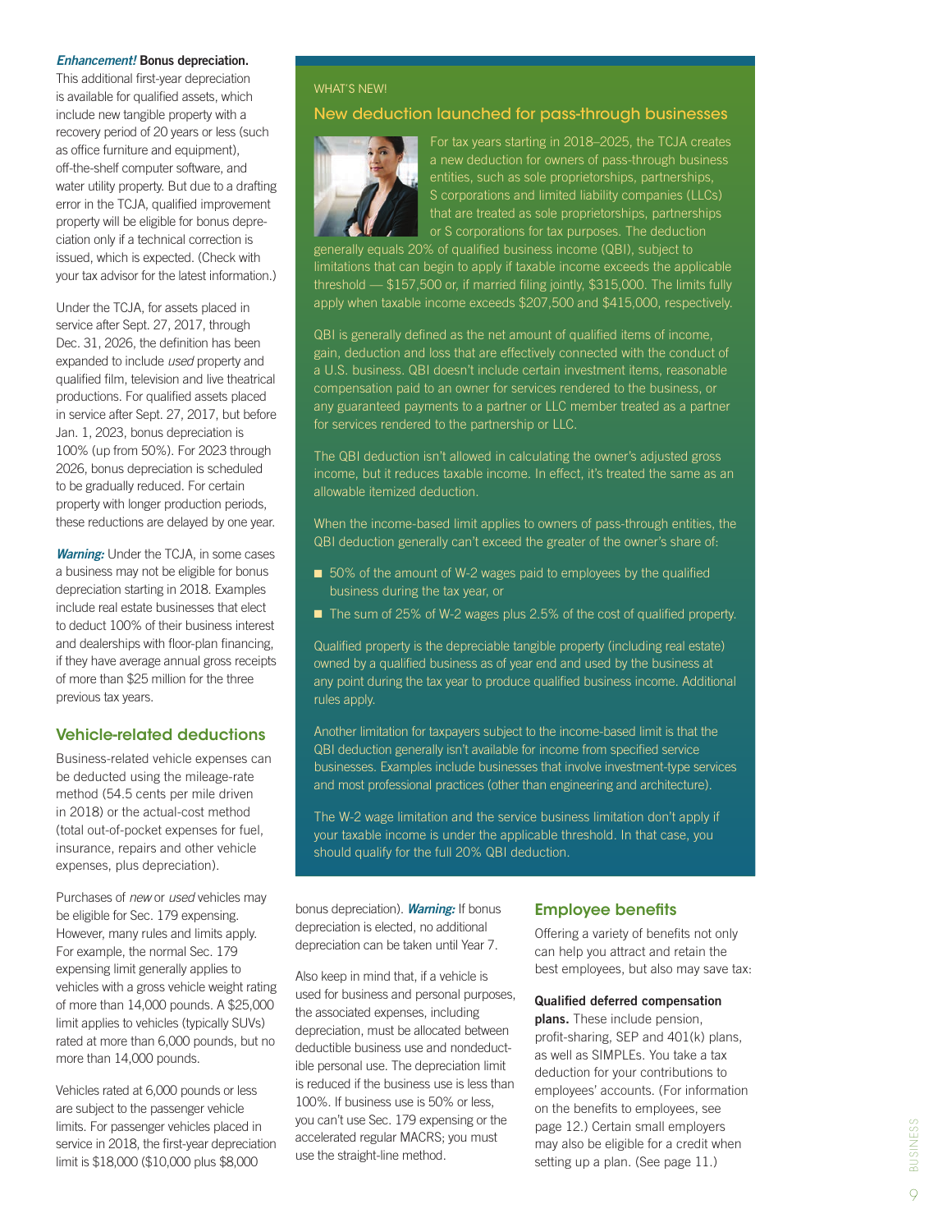***Enhancement!*** **Bonus depreciation.** This additional first-year depreciation is available for qualified assets, which include new tangible property with a recovery period of 20 years or less (such as office furniture and equipment), off-the-shelf computer software, and water utility property. But due to a drafting error in the TCJA, qualified improvement property will be eligible for bonus depreciation only if a technical correction is issued, which is expected. (Check with your tax advisor for the latest information.)

Under the TCJA, for assets placed in service after Sept. 27, 2017, through Dec. 31, 2026, the definition has been expanded to include *used* property and qualified film, television and live theatrical productions. For qualified assets placed in service after Sept. 27, 2017, but before Jan. 1, 2023, bonus depreciation is 100% (up from 50%). For 2023 through 2026, bonus depreciation is scheduled to be gradually reduced. For certain property with longer production periods, these reductions are delayed by one year.

***Warning:*** Under the TCJA, in some cases a business may not be eligible for bonus depreciation starting in 2018. Examples include real estate businesses that elect to deduct 100% of their business interest and dealerships with floor-plan financing, if they have average annual gross receipts of more than $25 million for the three previous tax years.

## Vehicle-related deductions

Business-related vehicle expenses can be deducted using the mileage-rate method (54.5 cents per mile driven in 2018) or the actual-cost method (total out-of-pocket expenses for fuel, insurance, repairs and other vehicle expenses, plus depreciation).

Purchases of *new* or *used* vehicles may be eligible for Sec. 179 expensing. However, many rules and limits apply. For example, the normal Sec. 179 expensing limit generally applies to vehicles with a gross vehicle weight rating of more than 14,000 pounds. A $25,000 limit applies to vehicles (typically SUVs) rated at more than 6,000 pounds, but no more than 14,000 pounds.

Vehicles rated at 6,000 pounds or less are subject to the passenger vehicle limits. For passenger vehicles placed in service in 2018, the first-year depreciation limit is $18,000 ($10,000 plus $8,000 bonus depreciation). ***Warning:*** If bonus depreciation is elected, no additional depreciation can be taken until Year 7.

Also keep in mind that, if a vehicle is used for business and personal purposes, the associated expenses, including depreciation, must be allocated between deductible business use and nondeductible personal use. The depreciation limit is reduced if the business use is less than 100%. If business use is 50% or less, you can't use Sec. 179 expensing or the accelerated regular MACRS; you must use the straight-line method.

## Employee benefits

Offering a variety of benefits not only can help you attract and retain the best employees, but also may save tax:

**Qualified deferred compensation plans.** These include pension, profit-sharing, SEP and 401(k) plans, as well as SIMPLEs. You take a tax deduction for your contributions to employees' accounts. (For information on the benefits to employees, see page 12.) Certain small employers may also be eligible for a credit when setting up a plan. (See page 11.)

---

WHAT'S NEW!

### New deduction launched for pass-through businesses

For tax years starting in 2018–2025, the TCJA creates a new deduction for owners of pass-through business entities, such as sole proprietorships, partnerships, S corporations and limited liability companies (LLCs) that are treated as sole proprietorships, partnerships or S corporations for tax purposes. The deduction generally equals 20% of qualified business income (QBI), subject to limitations that can begin to apply if taxable income exceeds the applicable threshold — $157,500 or, if married filing jointly, $315,000. The limits fully apply when taxable income exceeds $207,500 and $415,000, respectively.

QBI is generally defined as the net amount of qualified items of income, gain, deduction and loss that are effectively connected with the conduct of a U.S. business. QBI doesn't include certain investment items, reasonable compensation paid to an owner for services rendered to the business, or any guaranteed payments to a partner or LLC member treated as a partner for services rendered to the partnership or LLC.

The QBI deduction isn't allowed in calculating the owner's adjusted gross income, but it reduces taxable income. In effect, it's treated the same as an allowable itemized deduction.

When the income-based limit applies to owners of pass-through entities, the QBI deduction generally can't exceed the greater of the owner's share of:

- 50% of the amount of W-2 wages paid to employees by the qualified business during the tax year, or
- The sum of 25% of W-2 wages plus 2.5% of the cost of qualified property.

Qualified property is the depreciable tangible property (including real estate) owned by a qualified business as of year end and used by the business at any point during the tax year to produce qualified business income. Additional rules apply.

Another limitation for taxpayers subject to the income-based limit is that the QBI deduction generally isn't available for income from specified service businesses. Examples include businesses that involve investment-type services and most professional practices (other than engineering and architecture).

The W-2 wage limitation and the service business limitation don't apply if your taxable income is under the applicable threshold. In that case, you should qualify for the full 20% QBI deduction.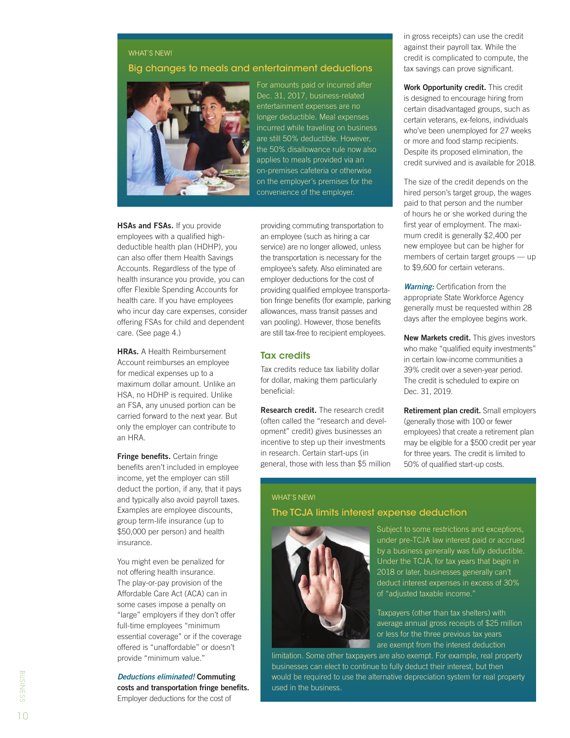WHAT'S NEW!

## Big changes to meals and entertainment deductions

For amounts paid or incurred after Dec. 31, 2017, business-related entertainment expenses are no longer deductible. Meal expenses incurred while traveling on business are still 50% deductible. However, the 50% disallowance rule now also applies to meals provided via an on-premises cafeteria or otherwise on the employer's premises for the convenience of the employer.

**HSAs and FSAs.** If you provide employees with a qualified high-deductible health plan (HDHP), you can also offer them Health Savings Accounts. Regardless of the type of health insurance you provide, you can offer Flexible Spending Accounts for health care. If you have employees who incur day care expenses, consider offering FSAs for child and dependent care. (See page 4.)

**HRAs.** A Health Reimbursement Account reimburses an employee for medical expenses up to a maximum dollar amount. Unlike an HSA, no HDHP is required. Unlike an FSA, any unused portion can be carried forward to the next year. But only the employer can contribute to an HRA.

**Fringe benefits.** Certain fringe benefits aren't included in employee income, yet the employer can still deduct the portion, if any, that it pays and typically also avoid payroll taxes. Examples are employee discounts, group term-life insurance (up to $50,000 per person) and health insurance.

You might even be penalized for not offering health insurance. The play-or-pay provision of the Affordable Care Act (ACA) can in some cases impose a penalty on "large" employers if they don't offer full-time employees "minimum essential coverage" or if the coverage offered is "unaffordable" or doesn't provide "minimum value."

***Deductions eliminated!*** **Commuting costs and transportation fringe benefits.** Employer deductions for the cost of providing commuting transportation to an employee (such as hiring a car service) are no longer allowed, unless the transportation is necessary for the employee's safety. Also eliminated are employer deductions for the cost of providing qualified employee transportation fringe benefits (for example, parking allowances, mass transit passes and van pooling). However, those benefits are still tax-free to recipient employees.

## Tax credits

Tax credits reduce tax liability dollar for dollar, making them particularly beneficial:

**Research credit.** The research credit (often called the "research and development" credit) gives businesses an incentive to step up their investments in research. Certain start-ups (in general, those with less than $5 million in gross receipts) can use the credit against their payroll tax. While the credit is complicated to compute, the tax savings can prove significant.

**Work Opportunity credit.** This credit is designed to encourage hiring from certain disadvantaged groups, such as certain veterans, ex-felons, individuals who've been unemployed for 27 weeks or more and food stamp recipients. Despite its proposed elimination, the credit survived and is available for 2018.

The size of the credit depends on the hired person's target group, the wages paid to that person and the number of hours he or she worked during the first year of employment. The maximum credit is generally $2,400 per new employee but can be higher for members of certain target groups — up to $9,600 for certain veterans.

***Warning:*** Certification from the appropriate State Workforce Agency generally must be requested within 28 days after the employee begins work.

**New Markets credit.** This gives investors who make "qualified equity investments" in certain low-income communities a 39% credit over a seven-year period. The credit is scheduled to expire on Dec. 31, 2019.

**Retirement plan credit.** Small employers (generally those with 100 or fewer employees) that create a retirement plan may be eligible for a $500 credit per year for three years. The credit is limited to 50% of qualified start-up costs.

WHAT'S NEW!

## The TCJA limits interest expense deduction

Subject to some restrictions and exceptions, under pre-TCJA law interest paid or accrued by a business generally was fully deductible. Under the TCJA, for tax years that begin in 2018 or later, businesses generally can't deduct interest expenses in excess of 30% of "adjusted taxable income."

Taxpayers (other than tax shelters) with average annual gross receipts of $25 million or less for the three previous tax years are exempt from the interest deduction limitation. Some other taxpayers are also exempt. For example, real property businesses can elect to continue to fully deduct their interest, but then would be required to use the alternative depreciation system for real property used in the business.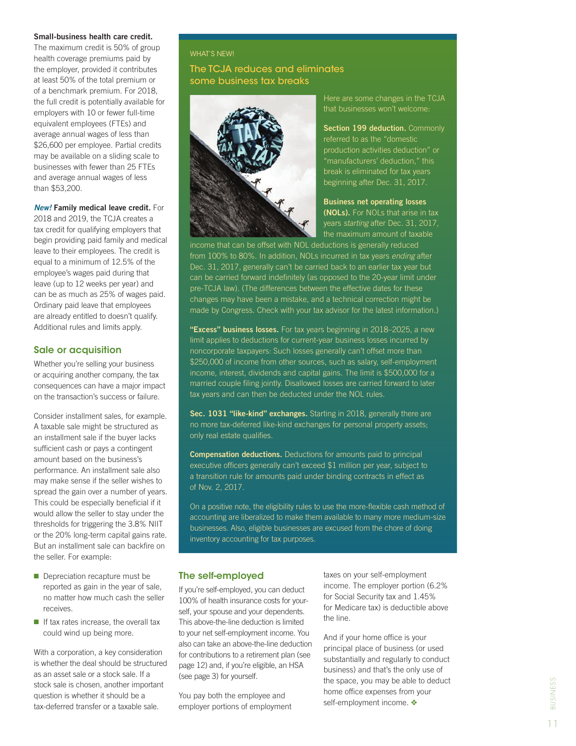**Small-business health care credit.** The maximum credit is 50% of group health coverage premiums paid by the employer, provided it contributes at least 50% of the total premium or of a benchmark premium. For 2018, the full credit is potentially available for employers with 10 or fewer full-time equivalent employees (FTEs) and average annual wages of less than $26,600 per employee. Partial credits may be available on a sliding scale to businesses with fewer than 25 FTEs and average annual wages of less than $53,200.

***New!*** **Family medical leave credit.** For 2018 and 2019, the TCJA creates a tax credit for qualifying employers that begin providing paid family and medical leave to their employees. The credit is equal to a minimum of 12.5% of the employee's wages paid during that leave (up to 12 weeks per year) and can be as much as 25% of wages paid. Ordinary paid leave that employees are already entitled to doesn't qualify. Additional rules and limits apply.

## Sale or acquisition

Whether you're selling your business or acquiring another company, the tax consequences can have a major impact on the transaction's success or failure.

Consider installment sales, for example. A taxable sale might be structured as an installment sale if the buyer lacks sufficient cash or pays a contingent amount based on the business's performance. An installment sale also may make sense if the seller wishes to spread the gain over a number of years. This could be especially beneficial if it would allow the seller to stay under the thresholds for triggering the 3.8% NIIT or the 20% long-term capital gains rate. But an installment sale can backfire on the seller. For example:

- Depreciation recapture must be reported as gain in the year of sale, no matter how much cash the seller receives.
- If tax rates increase, the overall tax could wind up being more.

With a corporation, a key consideration is whether the deal should be structured as an asset sale or a stock sale. If a stock sale is chosen, another important question is whether it should be a tax-deferred transfer or a taxable sale.

WHAT'S NEW!

### The TCJA reduces and eliminates some business tax breaks

Here are some changes in the TCJA that businesses won't welcome:

**Section 199 deduction.** Commonly referred to as the "domestic production activities deduction" or "manufacturers' deduction," this break is eliminated for tax years beginning after Dec. 31, 2017.

**Business net operating losses (NOLs).** For NOLs that arise in tax years *starting* after Dec. 31, 2017, the maximum amount of taxable income that can be offset with NOL deductions is generally reduced from 100% to 80%. In addition, NOLs incurred in tax years *ending* after Dec. 31, 2017, generally can't be carried back to an earlier tax year but can be carried forward indefinitely (as opposed to the 20-year limit under pre-TCJA law). (The differences between the effective dates for these changes may have been a mistake, and a technical correction might be made by Congress. Check with your tax advisor for the latest information.)

**"Excess" business losses.** For tax years beginning in 2018–2025, a new limit applies to deductions for current-year business losses incurred by noncorporate taxpayers: Such losses generally can't offset more than $250,000 of income from other sources, such as salary, self-employment income, interest, dividends and capital gains. The limit is $500,000 for a married couple filing jointly. Disallowed losses are carried forward to later tax years and can then be deducted under the NOL rules.

**Sec. 1031 "like-kind" exchanges.** Starting in 2018, generally there are no more tax-deferred like-kind exchanges for personal property assets; only real estate qualifies.

**Compensation deductions.** Deductions for amounts paid to principal executive officers generally can't exceed $1 million per year, subject to a transition rule for amounts paid under binding contracts in effect as of Nov. 2, 2017.

On a positive note, the eligibility rules to use the more-flexible cash method of accounting are liberalized to make them available to many more medium-size businesses. Also, eligible businesses are excused from the chore of doing inventory accounting for tax purposes.

## The self-employed

If you're self-employed, you can deduct 100% of health insurance costs for yourself, your spouse and your dependents. This above-the-line deduction is limited to your net self-employment income. You also can take an above-the-line deduction for contributions to a retirement plan (see page 12) and, if you're eligible, an HSA (see page 3) for yourself.

You pay both the employee and employer portions of employment taxes on your self-employment income. The employer portion (6.2% for Social Security tax and 1.45% for Medicare tax) is deductible above the line.

And if your home office is your principal place of business (or used substantially and regularly to conduct business) and that's the only use of the space, you may be able to deduct home office expenses from your self-employment income. ❖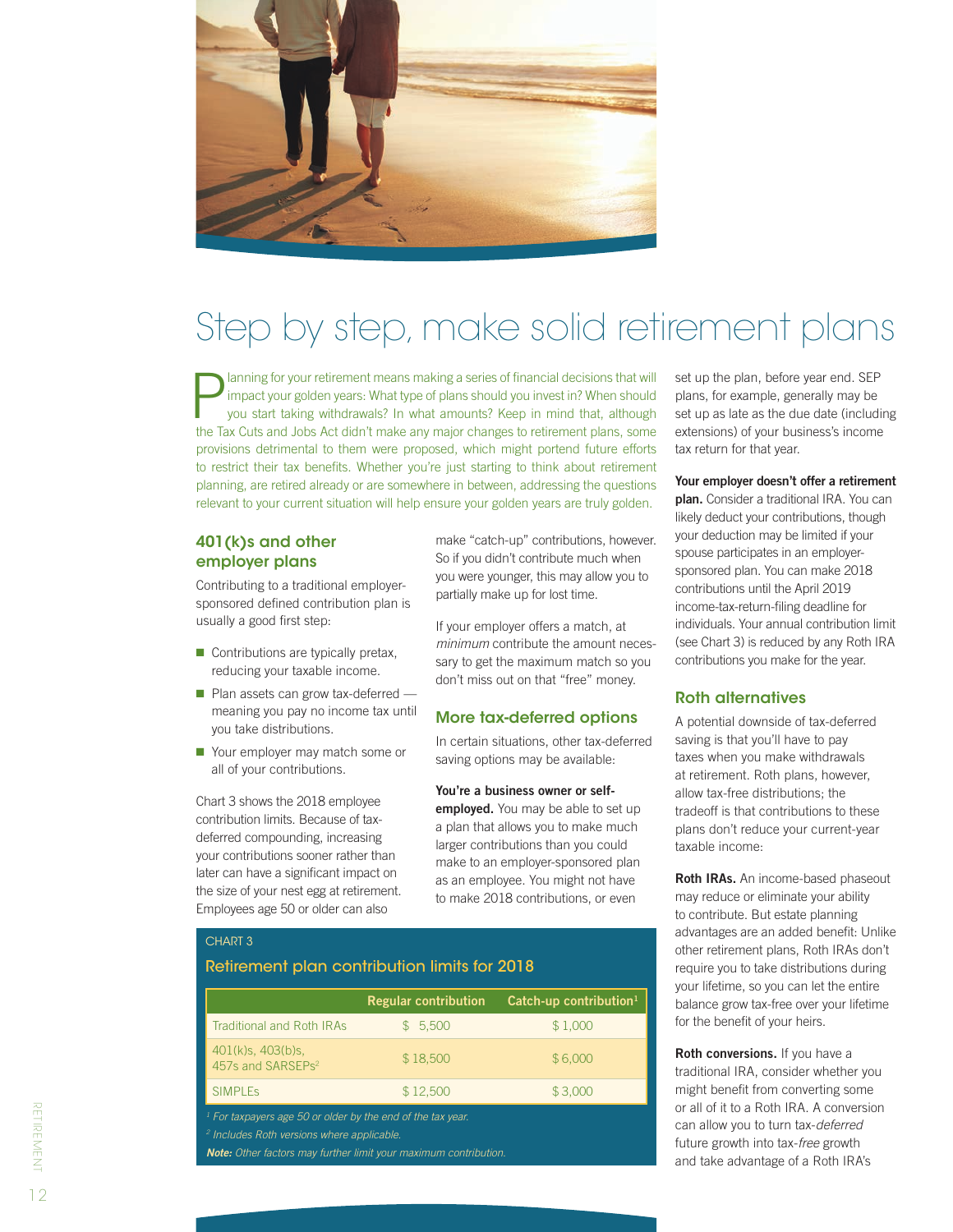# Step by step, make solid retirement plans

Planning for your retirement means making a series of financial decisions that will impact your golden years: What type of plans should you invest in? When should you start taking withdrawals? In what amounts? Keep in mind that, although the Tax Cuts and Jobs Act didn't make any major changes to retirement plans, some provisions detrimental to them were proposed, which might portend future efforts to restrict their tax benefits. Whether you're just starting to think about retirement planning, are retired already or are somewhere in between, addressing the questions relevant to your current situation will help ensure your golden years are truly golden.

## 401(k)s and other employer plans

Contributing to a traditional employer-sponsored defined contribution plan is usually a good first step:

- Contributions are typically pretax, reducing your taxable income.
- Plan assets can grow tax-deferred — meaning you pay no income tax until you take distributions.
- Your employer may match some or all of your contributions.

Chart 3 shows the 2018 employee contribution limits. Because of tax-deferred compounding, increasing your contributions sooner rather than later can have a significant impact on the size of your nest egg at retirement. Employees age 50 or older can also make "catch-up" contributions, however. So if you didn't contribute much when you were younger, this may allow you to partially make up for lost time.

If your employer offers a match, at *minimum* contribute the amount necessary to get the maximum match so you don't miss out on that "free" money.

## More tax-deferred options

In certain situations, other tax-deferred saving options may be available:

**You're a business owner or self-employed.** You may be able to set up a plan that allows you to make much larger contributions than you could make to an employer-sponsored plan as an employee. You might not have to make 2018 contributions, or even set up the plan, before year end. SEP plans, for example, generally may be set up as late as the due date (including extensions) of your business's income tax return for that year.

**Your employer doesn't offer a retirement plan.** Consider a traditional IRA. You can likely deduct your contributions, though your deduction may be limited if your spouse participates in an employer-sponsored plan. You can make 2018 contributions until the April 2019 income-tax-return-filing deadline for individuals. Your annual contribution limit (see Chart 3) is reduced by any Roth IRA contributions you make for the year.

CHART 3

### Retirement plan contribution limits for 2018

| | Regular contribution | Catch-up contribution[1] |
|---|---|---|
| Traditional and Roth IRAs | $ 5,500 | $ 1,000 |
| 401(k)s, 403(b)s, 457s and SARSEPs[2] | $ 18,500 | $ 6,000 |
| SIMPLEs | $ 12,500 | $ 3,000 |

*[1] For taxpayers age 50 or older by the end of the tax year.*

*[2] Includes Roth versions where applicable.*

***Note:** Other factors may further limit your maximum contribution.*

## Roth alternatives

A potential downside of tax-deferred saving is that you'll have to pay taxes when you make withdrawals at retirement. Roth plans, however, allow tax-free distributions; the tradeoff is that contributions to these plans don't reduce your current-year taxable income:

**Roth IRAs.** An income-based phaseout may reduce or eliminate your ability to contribute. But estate planning advantages are an added benefit: Unlike other retirement plans, Roth IRAs don't require you to take distributions during your lifetime, so you can let the entire balance grow tax-free over your lifetime for the benefit of your heirs.

**Roth conversions.** If you have a traditional IRA, consider whether you might benefit from converting some or all of it to a Roth IRA. A conversion can allow you to turn tax-*deferred* future growth into tax-*free* growth and take advantage of a Roth IRA's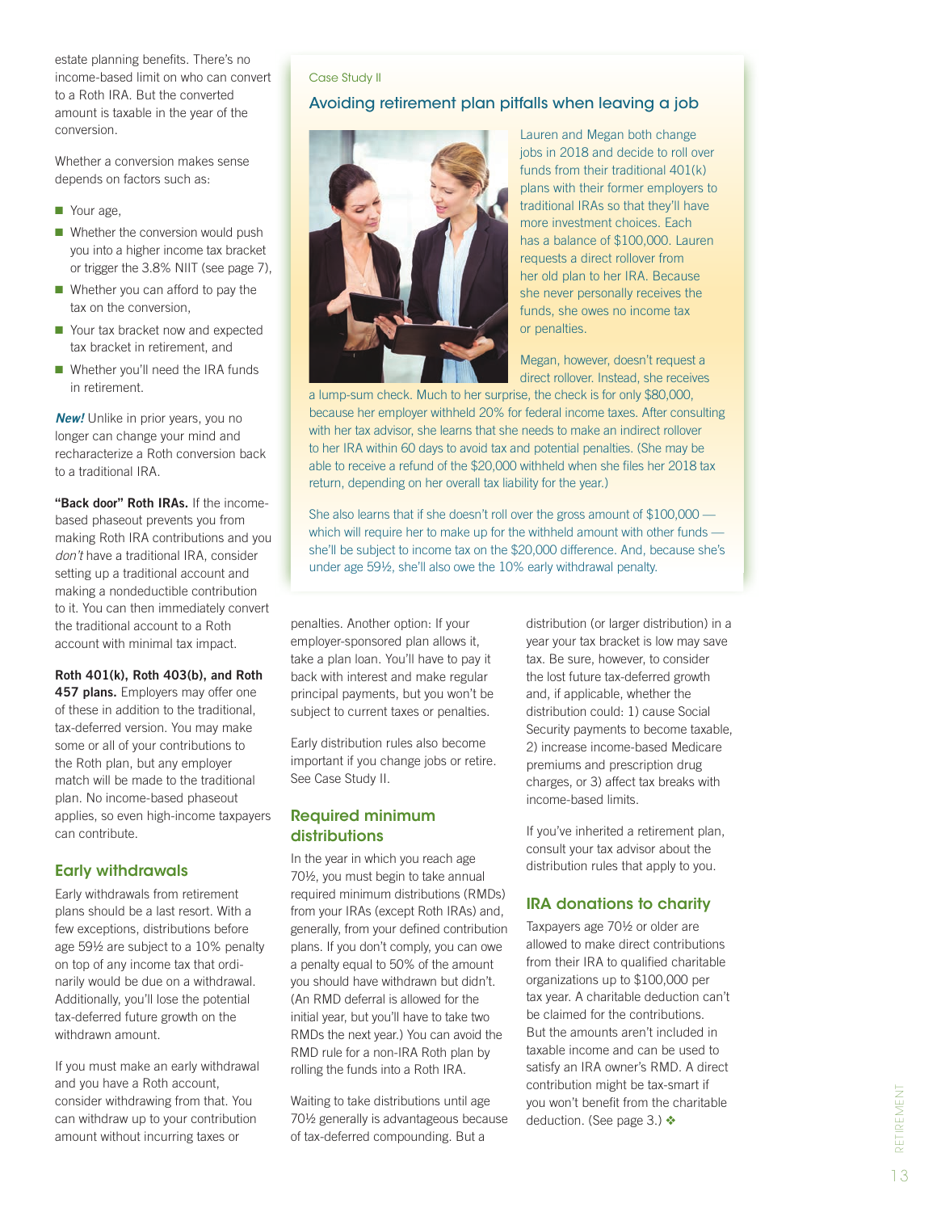estate planning benefits. There's no income-based limit on who can convert to a Roth IRA. But the converted amount is taxable in the year of the conversion.

Whether a conversion makes sense depends on factors such as:

- Your age,
- Whether the conversion would push you into a higher income tax bracket or trigger the 3.8% NIIT (see page 7),
- Whether you can afford to pay the tax on the conversion,
- Your tax bracket now and expected tax bracket in retirement, and
- Whether you'll need the IRA funds in retirement.

***New!*** Unlike in prior years, you no longer can change your mind and recharacterize a Roth conversion back to a traditional IRA.

**"Back door" Roth IRAs.** If the income-based phaseout prevents you from making Roth IRA contributions and you *don't* have a traditional IRA, consider setting up a traditional account and making a nondeductible contribution to it. You can then immediately convert the traditional account to a Roth account with minimal tax impact.

**Roth 401(k), Roth 403(b), and Roth 457 plans.** Employers may offer one of these in addition to the traditional, tax-deferred version. You may make some or all of your contributions to the Roth plan, but any employer match will be made to the traditional plan. No income-based phaseout applies, so even high-income taxpayers can contribute.

## Early withdrawals

Early withdrawals from retirement plans should be a last resort. With a few exceptions, distributions before age 59½ are subject to a 10% penalty on top of any income tax that ordinarily would be due on a withdrawal. Additionally, you'll lose the potential tax-deferred future growth on the withdrawn amount.

If you must make an early withdrawal and you have a Roth account, consider withdrawing from that. You can withdraw up to your contribution amount without incurring taxes or penalties. Another option: If your employer-sponsored plan allows it, take a plan loan. You'll have to pay it back with interest and make regular principal payments, but you won't be subject to current taxes or penalties.

Early distribution rules also become important if you change jobs or retire. See Case Study II.

## Required minimum distributions

In the year in which you reach age 70½, you must begin to take annual required minimum distributions (RMDs) from your IRAs (except Roth IRAs) and, generally, from your defined contribution plans. If you don't comply, you can owe a penalty equal to 50% of the amount you should have withdrawn but didn't. (An RMD deferral is allowed for the initial year, but you'll have to take two RMDs the next year.) You can avoid the RMD rule for a non-IRA Roth plan by rolling the funds into a Roth IRA.

Waiting to take distributions until age 70½ generally is advantageous because of tax-deferred compounding. But a distribution (or larger distribution) in a year your tax bracket is low may save tax. Be sure, however, to consider the lost future tax-deferred growth and, if applicable, whether the distribution could: 1) cause Social Security payments to become taxable, 2) increase income-based Medicare premiums and prescription drug charges, or 3) affect tax breaks with income-based limits.

If you've inherited a retirement plan, consult your tax advisor about the distribution rules that apply to you.

## IRA donations to charity

Taxpayers age 70½ or older are allowed to make direct contributions from their IRA to qualified charitable organizations up to $100,000 per tax year. A charitable deduction can't be claimed for the contributions. But the amounts aren't included in taxable income and can be used to satisfy an IRA owner's RMD. A direct contribution might be tax-smart if you won't benefit from the charitable deduction. (See page 3.) ❖

---

Case Study II

### Avoiding retirement plan pitfalls when leaving a job

Lauren and Megan both change jobs in 2018 and decide to roll over funds from their traditional 401(k) plans with their former employers to traditional IRAs so that they'll have more investment choices. Each has a balance of $100,000. Lauren requests a direct rollover from her old plan to her IRA. Because she never personally receives the funds, she owes no income tax or penalties.

Megan, however, doesn't request a direct rollover. Instead, she receives a lump-sum check. Much to her surprise, the check is for only $80,000, because her employer withheld 20% for federal income taxes. After consulting with her tax advisor, she learns that she needs to make an indirect rollover to her IRA within 60 days to avoid tax and potential penalties. (She may be able to receive a refund of the $20,000 withheld when she files her 2018 tax return, depending on her overall tax liability for the year.)

She also learns that if she doesn't roll over the gross amount of $100,000 — which will require her to make up for the withheld amount with other funds — she'll be subject to income tax on the $20,000 difference. And, because she's under age 59½, she'll also owe the 10% early withdrawal penalty.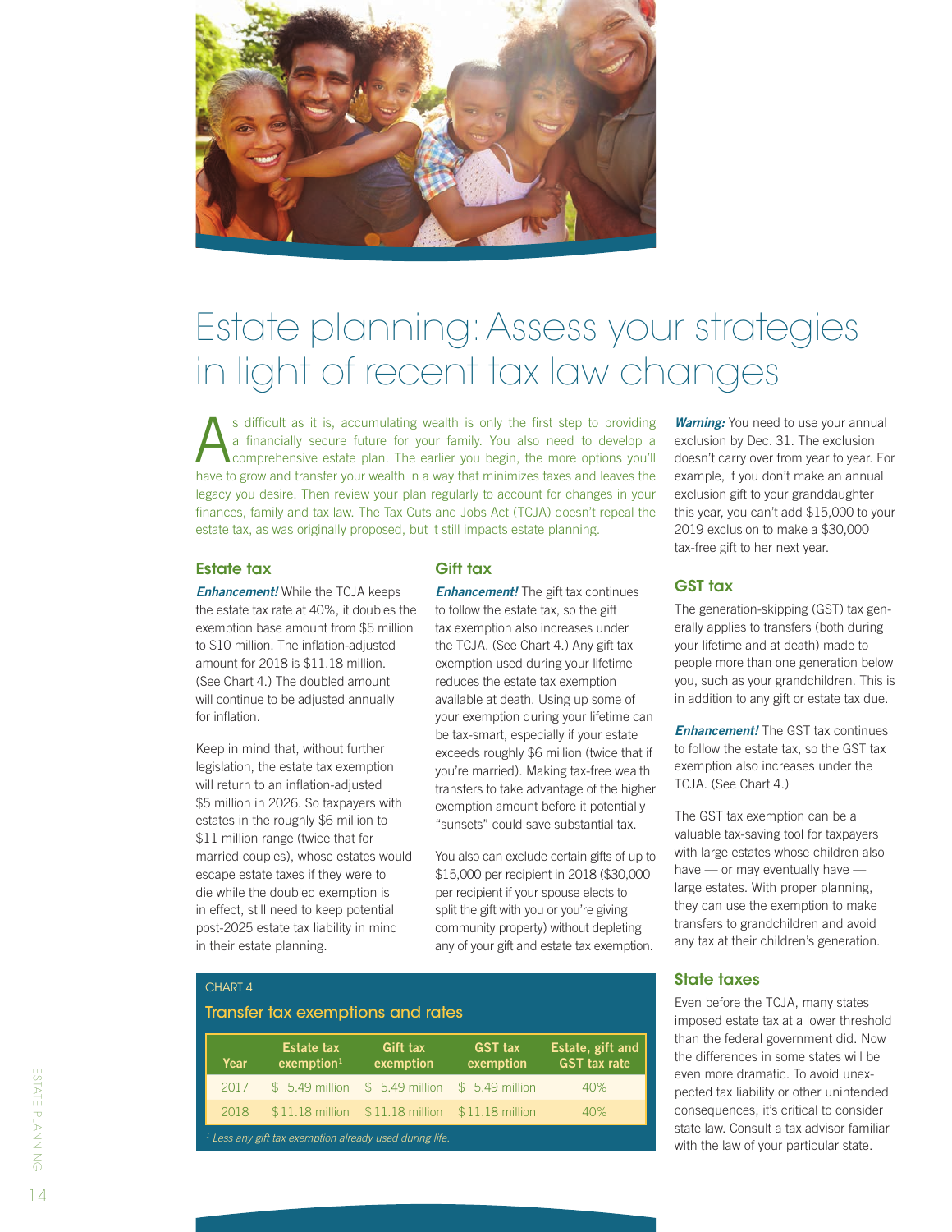# Estate planning: Assess your strategies in light of recent tax law changes

As difficult as it is, accumulating wealth is only the first step to providing a financially secure future for your family. You also need to develop a comprehensive estate plan. The earlier you begin, the more options you'll have to grow and transfer your wealth in a way that minimizes taxes and leaves the legacy you desire. Then review your plan regularly to account for changes in your finances, family and tax law. The Tax Cuts and Jobs Act (TCJA) doesn't repeal the estate tax, as was originally proposed, but it still impacts estate planning.

## Estate tax

***Enhancement!*** While the TCJA keeps the estate tax rate at 40%, it doubles the exemption base amount from $5 million to $10 million. The inflation-adjusted amount for 2018 is $11.18 million. (See Chart 4.) The doubled amount will continue to be adjusted annually for inflation.

Keep in mind that, without further legislation, the estate tax exemption will return to an inflation-adjusted $5 million in 2026. So taxpayers with estates in the roughly $6 million to $11 million range (twice that for married couples), whose estates would escape estate taxes if they were to die while the doubled exemption is in effect, still need to keep potential post-2025 estate tax liability in mind in their estate planning.

## Gift tax

***Enhancement!*** The gift tax continues to follow the estate tax, so the gift tax exemption also increases under the TCJA. (See Chart 4.) Any gift tax exemption used during your lifetime reduces the estate tax exemption available at death. Using up some of your exemption during your lifetime can be tax-smart, especially if your estate exceeds roughly $6 million (twice that if you're married). Making tax-free wealth transfers to take advantage of the higher exemption amount before it potentially "sunsets" could save substantial tax.

You also can exclude certain gifts of up to $15,000 per recipient in 2018 ($30,000 per recipient if your spouse elects to split the gift with you or you're giving community property) without depleting any of your gift and estate tax exemption.

***Warning:*** You need to use your annual exclusion by Dec. 31. The exclusion doesn't carry over from year to year. For example, if you don't make an annual exclusion gift to your granddaughter this year, you can't add $15,000 to your 2019 exclusion to make a $30,000 tax-free gift to her next year.

CHART 4

### Transfer tax exemptions and rates

| Year | Estate tax exemption[1] | Gift tax exemption | GST tax exemption | Estate, gift and GST tax rate |
|---|---|---|---|---|
| 2017 | $ 5.49 million | $ 5.49 million | $ 5.49 million | 40% |
| 2018 | $11.18 million | $11.18 million | $11.18 million | 40% |

[1] *Less any gift tax exemption already used during life.*

## GST tax

The generation-skipping (GST) tax generally applies to transfers (both during your lifetime and at death) made to people more than one generation below you, such as your grandchildren. This is in addition to any gift or estate tax due.

***Enhancement!*** The GST tax continues to follow the estate tax, so the GST tax exemption also increases under the TCJA. (See Chart 4.)

The GST tax exemption can be a valuable tax-saving tool for taxpayers with large estates whose children also have — or may eventually have — large estates. With proper planning, they can use the exemption to make transfers to grandchildren and avoid any tax at their children's generation.

## State taxes

Even before the TCJA, many states imposed estate tax at a lower threshold than the federal government did. Now the differences in some states will be even more dramatic. To avoid unexpected tax liability or other unintended consequences, it's critical to consider state law. Consult a tax advisor familiar with the law of your particular state.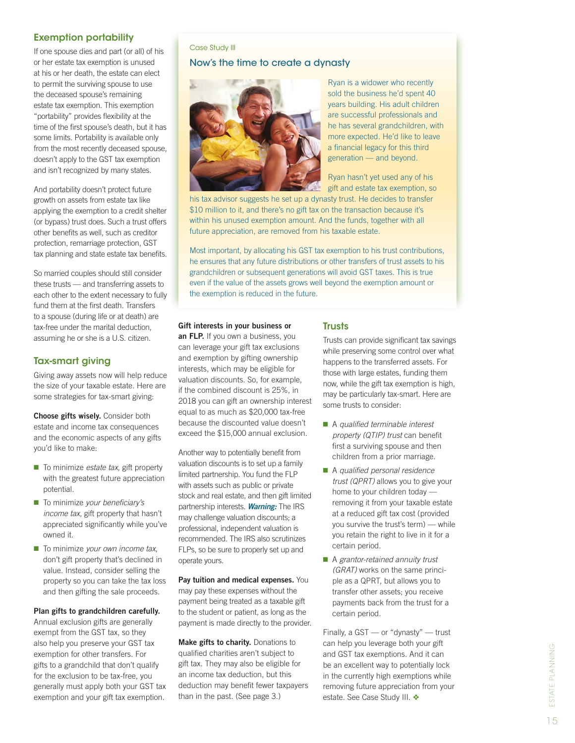## Exemption portability

If one spouse dies and part (or all) of his or her estate tax exemption is unused at his or her death, the estate can elect to permit the surviving spouse to use the deceased spouse's remaining estate tax exemption. This exemption "portability" provides flexibility at the time of the first spouse's death, but it has some limits. Portability is available only from the most recently deceased spouse, doesn't apply to the GST tax exemption and isn't recognized by many states.

And portability doesn't protect future growth on assets from estate tax like applying the exemption to a credit shelter (or bypass) trust does. Such a trust offers other benefits as well, such as creditor protection, remarriage protection, GST tax planning and state estate tax benefits.

So married couples should still consider these trusts — and transferring assets to each other to the extent necessary to fully fund them at the first death. Transfers to a spouse (during life or at death) are tax-free under the marital deduction, assuming he or she is a U.S. citizen.

## Tax-smart giving

Giving away assets now will help reduce the size of your taxable estate. Here are some strategies for tax-smart giving:

**Choose gifts wisely.** Consider both estate and income tax consequences and the economic aspects of any gifts you'd like to make:

- To minimize *estate tax*, gift property with the greatest future appreciation potential.
- To minimize *your beneficiary's income tax*, gift property that hasn't appreciated significantly while you've owned it.
- To minimize *your own income tax*, don't gift property that's declined in value. Instead, consider selling the property so you can take the tax loss and then gifting the sale proceeds.

**Plan gifts to grandchildren carefully.** Annual exclusion gifts are generally exempt from the GST tax, so they also help you preserve your GST tax exemption for other transfers. For gifts to a grandchild that don't qualify for the exclusion to be tax-free, you generally must apply both your GST tax exemption and your gift tax exemption.

Case Study III

### Now's the time to create a dynasty

Ryan is a widower who recently sold the business he'd spent 40 years building. His adult children are successful professionals and he has several grandchildren, with more expected. He'd like to leave a financial legacy for this third generation — and beyond.

Ryan hasn't yet used any of his gift and estate tax exemption, so his tax advisor suggests he set up a dynasty trust. He decides to transfer $10 million to it, and there's no gift tax on the transaction because it's within his unused exemption amount. And the funds, together with all future appreciation, are removed from his taxable estate.

Most important, by allocating his GST tax exemption to his trust contributions, he ensures that any future distributions or other transfers of trust assets to his grandchildren or subsequent generations will avoid GST taxes. This is true even if the value of the assets grows well beyond the exemption amount or the exemption is reduced in the future.

**Gift interests in your business or an FLP.** If you own a business, you can leverage your gift tax exclusions and exemption by gifting ownership interests, which may be eligible for valuation discounts. So, for example, if the combined discount is 25%, in 2018 you can gift an ownership interest equal to as much as $20,000 tax-free because the discounted value doesn't exceed the $15,000 annual exclusion.

Another way to potentially benefit from valuation discounts is to set up a family limited partnership. You fund the FLP with assets such as public or private stock and real estate, and then gift limited partnership interests. ***Warning:*** The IRS may challenge valuation discounts; a professional, independent valuation is recommended. The IRS also scrutinizes FLPs, so be sure to properly set up and operate yours.

**Pay tuition and medical expenses.** You may pay these expenses without the payment being treated as a taxable gift to the student or patient, as long as the payment is made directly to the provider.

**Make gifts to charity.** Donations to qualified charities aren't subject to gift tax. They may also be eligible for an income tax deduction, but this deduction may benefit fewer taxpayers than in the past. (See page 3.)

## Trusts

Trusts can provide significant tax savings while preserving some control over what happens to the transferred assets. For those with large estates, funding them now, while the gift tax exemption is high, may be particularly tax-smart. Here are some trusts to consider:

- A *qualified terminable interest property (QTIP) trust* can benefit first a surviving spouse and then children from a prior marriage.
- A *qualified personal residence trust (QPRT)* allows you to give your home to your children today — removing it from your taxable estate at a reduced gift tax cost (provided you survive the trust's term) — while you retain the right to live in it for a certain period.
- A *grantor-retained annuity trust (GRAT)* works on the same principle as a QPRT, but allows you to transfer other assets; you receive payments back from the trust for a certain period.

Finally, a GST — or "dynasty" — trust can help you leverage both your gift and GST tax exemptions. And it can be an excellent way to potentially lock in the currently high exemptions while removing future appreciation from your estate. See Case Study III. ❖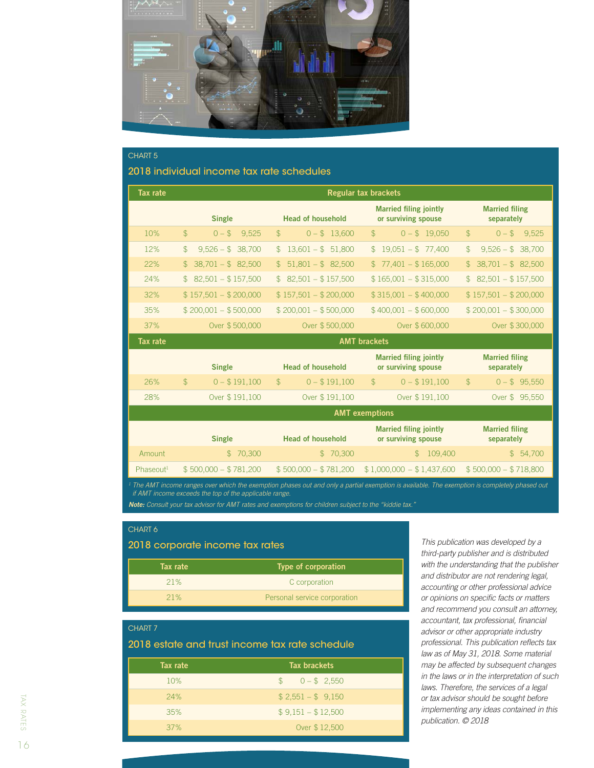CHART 5

## 2018 individual income tax rate schedules

| Tax rate | Single | Head of household | Married filing jointly or surviving spouse | Married filing separately |
|---|---|---|---|---|
| | **Regular tax brackets** | | | |
| 10% | $ 0 – $ 9,525 | $ 0 – $ 13,600 | $ 0 – $ 19,050 | $ 0 – $ 9,525 |
| 12% | $ 9,526 – $ 38,700 | $ 13,601 – $ 51,800 | $ 19,051 – $ 77,400 | $ 9,526 – $ 38,700 |
| 22% | $ 38,701 – $ 82,500 | $ 51,801 – $ 82,500 | $ 77,401 – $ 165,000 | $ 38,701 – $ 82,500 |
| 24% | $ 82,501 – $ 157,500 | $ 82,501 – $ 157,500 | $ 165,001 – $ 315,000 | $ 82,501 – $ 157,500 |
| 32% | $ 157,501 – $ 200,000 | $ 157,501 – $ 200,000 | $ 315,001 – $ 400,000 | $ 157,501 – $ 200,000 |
| 35% | $ 200,001 – $ 500,000 | $ 200,001 – $ 500,000 | $ 400,001 – $ 600,000 | $ 200,001 – $ 300,000 |
| 37% | Over $ 500,000 | Over $ 500,000 | Over $ 600,000 | Over $ 300,000 |
| **Tax rate** | **AMT brackets** | | | |
| | **Single** | **Head of household** | **Married filing jointly or surviving spouse** | **Married filing separately** |
| 26% | $ 0 – $ 191,100 | $ 0 – $ 191,100 | $ 0 – $ 191,100 | $ 0 – $ 95,550 |
| 28% | Over $ 191,100 | Over $ 191,100 | Over $ 191,100 | Over $ 95,550 |
| | **AMT exemptions** | | | |
| | **Single** | **Head of household** | **Married filing jointly or surviving spouse** | **Married filing separately** |
| Amount | $ 70,300 | $ 70,300 | $ 109,400 | $ 54,700 |
| Phaseout[1] | $ 500,000 – $ 781,200 | $ 500,000 – $ 781,200 | $ 1,000,000 – $ 1,437,600 | $ 500,000 – $ 718,800 |

*[1] The AMT income ranges over which the exemption phases out and only a partial exemption is available. The exemption is completely phased out if AMT income exceeds the top of the applicable range.*

***Note:** Consult your tax advisor for AMT rates and exemptions for children subject to the "kiddie tax."*

CHART 6

## 2018 corporate income tax rates

| Tax rate | Type of corporation |
|---|---|
| 21% | C corporation |
| 21% | Personal service corporation |

CHART 7

## 2018 estate and trust income tax rate schedule

| Tax rate | Tax brackets |
|---|---|
| 10% | $ 0 – $ 2,550 |
| 24% | $ 2,551 – $ 9,150 |
| 35% | $ 9,151 – $ 12,500 |
| 37% | Over $ 12,500 |

*This publication was developed by a third-party publisher and is distributed with the understanding that the publisher and distributor are not rendering legal, accounting or other professional advice or opinions on specific facts or matters and recommend you consult an attorney, accountant, tax professional, financial advisor or other appropriate industry professional. This publication reflects tax law as of May 31, 2018. Some material may be affected by subsequent changes in the laws or in the interpretation of such laws. Therefore, the services of a legal or tax advisor should be sought before implementing any ideas contained in this publication. © 2018*